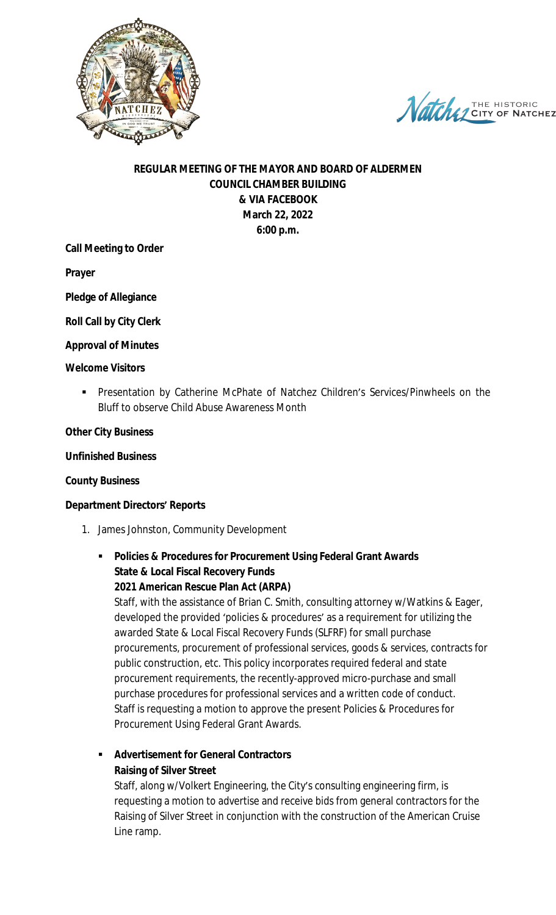**REGULAR MEETING OF THE MAYOR AND BOARD OF ALDERMEN**
**COUNCIL CHAMBER BUILDING**
**& VIA FACEBOOK**
**March 22, 2022**
**6:00 p.m.**

**Call Meeting to Order**

**Prayer**

**Pledge of Allegiance**

**Roll Call by City Clerk**

**Approval of Minutes**

**Welcome Visitors**

- Presentation by Catherine McPhate of Natchez Children's Services/Pinwheels on the Bluff to observe Child Abuse Awareness Month

**Other City Business**

**Unfinished Business**

**County Business**

**Department Directors' Reports**

1. James Johnston, Community Development

   - **Policies & Procedures for Procurement Using Federal Grant Awards**
     **State & Local Fiscal Recovery Funds**
     **2021 American Rescue Plan Act (ARPA)**
     Staff, with the assistance of Brian C. Smith, consulting attorney w/Watkins & Eager, developed the provided 'policies & procedures' as a requirement for utilizing the awarded State & Local Fiscal Recovery Funds (SLFRF) for small purchase procurements, procurement of professional services, goods & services, contracts for public construction, etc. This policy incorporates required federal and state procurement requirements, the recently-approved micro-purchase and small purchase procedures for professional services and a written code of conduct. Staff is requesting a motion to approve the present Policies & Procedures for Procurement Using Federal Grant Awards.

   - **Advertisement for General Contractors**
     **Raising of Silver Street**
     Staff, along w/Volkert Engineering, the City's consulting engineering firm, is requesting a motion to advertise and receive bids from general contractors for the Raising of Silver Street in conjunction with the construction of the American Cruise Line ramp.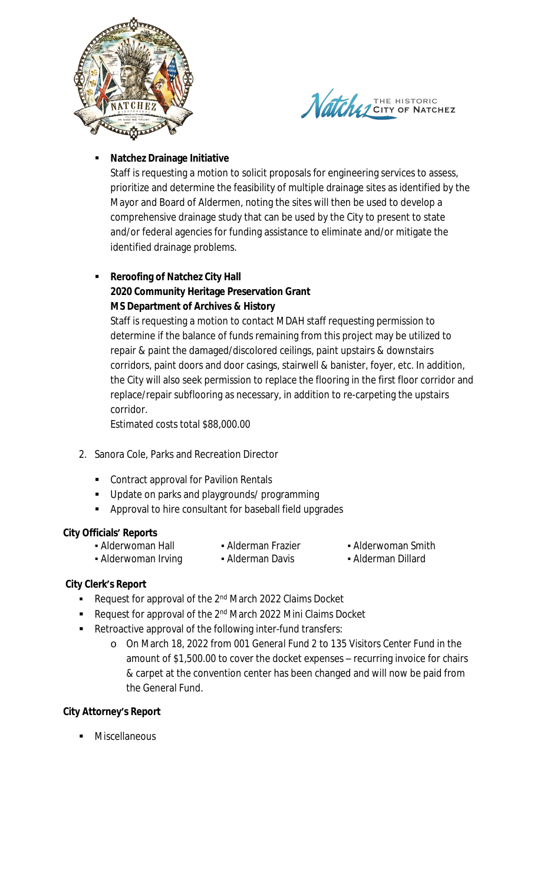- **Natchez Drainage Initiative**
  Staff is requesting a motion to solicit proposals for engineering services to assess, prioritize and determine the feasibility of multiple drainage sites as identified by the Mayor and Board of Aldermen, noting the sites will then be used to develop a comprehensive drainage study that can be used by the City to present to state and/or federal agencies for funding assistance to eliminate and/or mitigate the identified drainage problems.

- **Reroofing of Natchez City Hall**
  **2020 Community Heritage Preservation Grant**
  **MS Department of Archives & History**
  Staff is requesting a motion to contact MDAH staff requesting permission to determine if the balance of funds remaining from this project may be utilized to repair & paint the damaged/discolored ceilings, paint upstairs & downstairs corridors, paint doors and door casings, stairwell & banister, foyer, etc. In addition, the City will also seek permission to replace the flooring in the first floor corridor and replace/repair subflooring as necessary, in addition to re-carpeting the upstairs corridor.
  Estimated costs total $88,000.00

2. Sanora Cole, Parks and Recreation Director
   - Contract approval for Pavilion Rentals
   - Update on parks and playgrounds/ programming
   - Approval to hire consultant for baseball field upgrades

**City Officials' Reports**

- Alderwoman Hall
- Alderman Frazier
- Alderwoman Smith
- Alderwoman Irving
- Alderman Davis
- Alderman Dillard

**City Clerk's Report**

- Request for approval of the 2nd March 2022 Claims Docket
- Request for approval of the 2nd March 2022 Mini Claims Docket
- Retroactive approval of the following inter-fund transfers:
  - On March 18, 2022 from 001 General Fund 2 to 135 Visitors Center Fund in the amount of $1,500.00 to cover the docket expenses – recurring invoice for chairs & carpet at the convention center has been changed and will now be paid from the General Fund.

**City Attorney's Report**

- Miscellaneous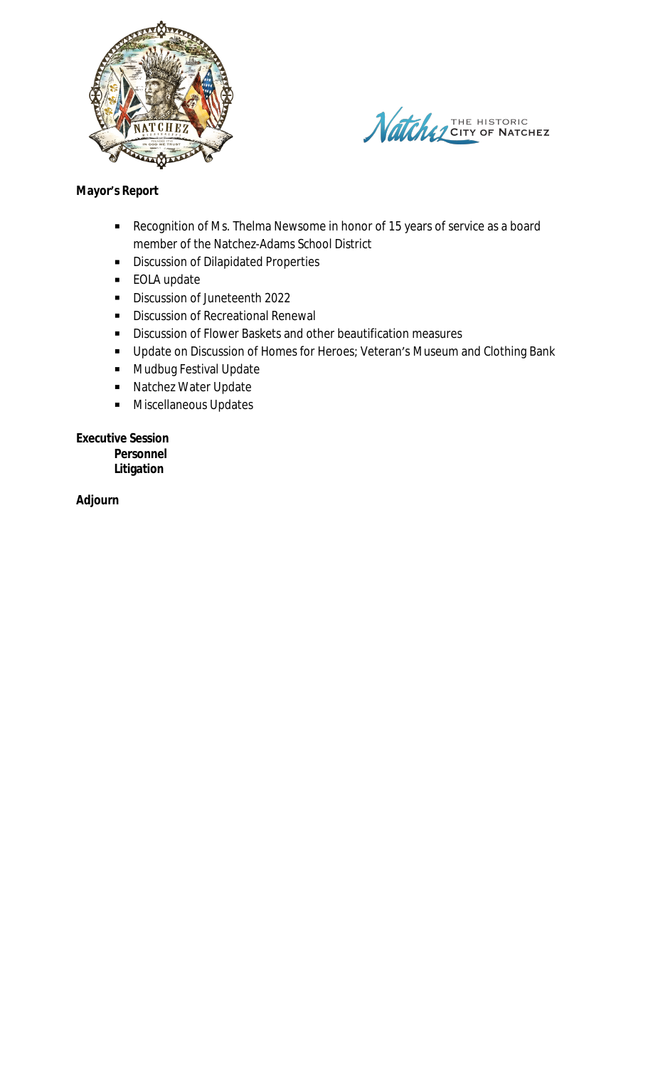**Mayor's Report**

- Recognition of Ms. Thelma Newsome in honor of 15 years of service as a board member of the Natchez-Adams School District
- Discussion of Dilapidated Properties
- EOLA update
- Discussion of Juneteenth 2022
- Discussion of Recreational Renewal
- Discussion of Flower Baskets and other beautification measures
- Update on Discussion of Homes for Heroes; Veteran's Museum and Clothing Bank
- Mudbug Festival Update
- Natchez Water Update
- Miscellaneous Updates

**Executive Session**

**Personnel**

**Litigation**

**Adjourn**